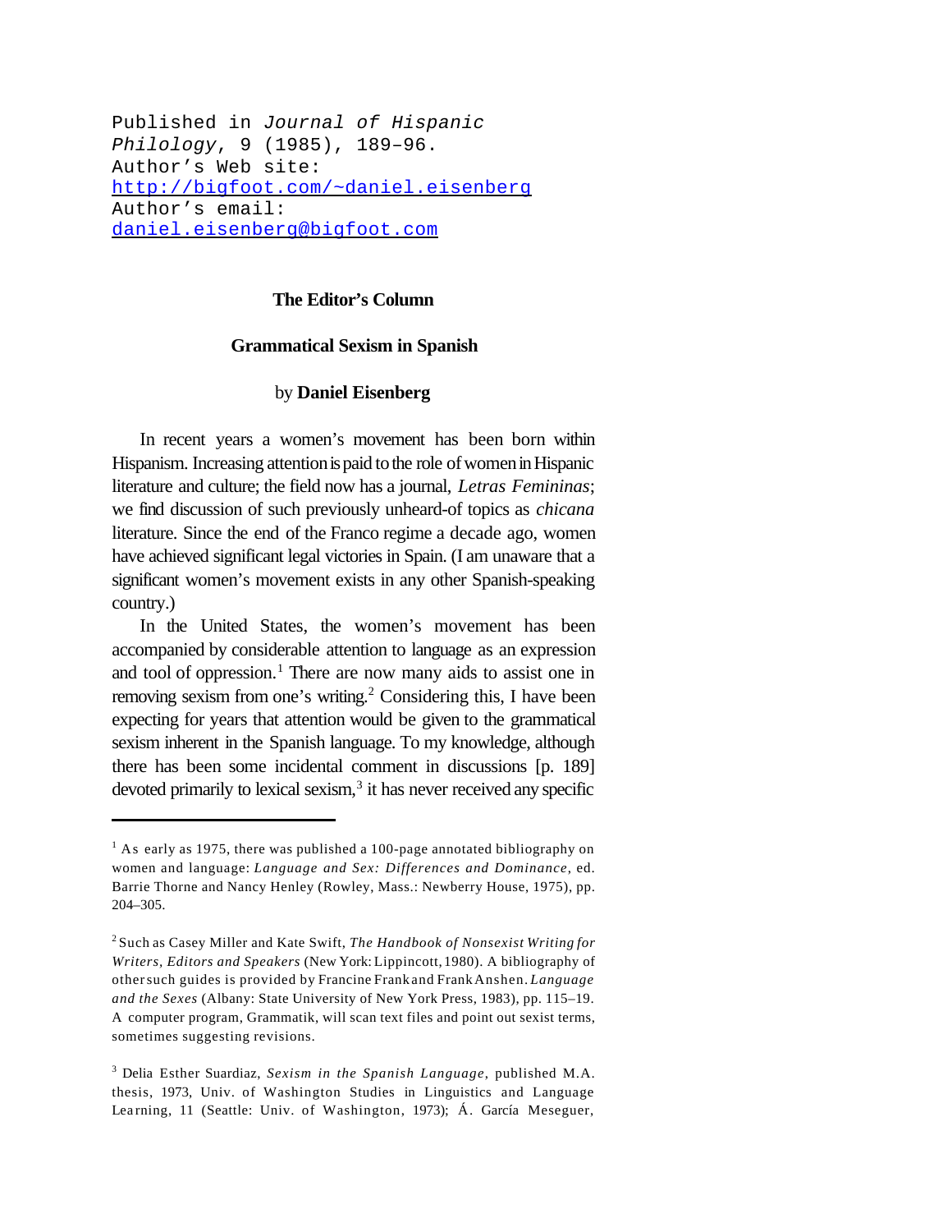Published in *Journal of Hispanic Philology*, 9 (1985), 189–96.
Author's Web site: http://bigfoot.com/~daniel.eisenberg
Author's email: daniel.eisenberg@bigfoot.com

## The Editor's Column

# Grammatical Sexism in Spanish

by **Daniel Eisenberg**

In recent years a women's movement has been born within Hispanism. Increasing attention is paid to the role of women in Hispanic literature and culture; the field now has a journal, *Letras Femininas*; we find discussion of such previously unheard-of topics as *chicana* literature. Since the end of the Franco regime a decade ago, women have achieved significant legal victories in Spain. (I am unaware that a significant women's movement exists in any other Spanish-speaking country.)

In the United States, the women's movement has been accompanied by considerable attention to language as an expression and tool of oppression.[1] There are now many aids to assist one in removing sexism from one's writing.[2] Considering this, I have been expecting for years that attention would be given to the grammatical sexism inherent in the Spanish language. To my knowledge, although there has been some incidental comment in discussions [p. 189] devoted primarily to lexical sexism,[3] it has never received any specific

---

[1] As early as 1975, there was published a 100-page annotated bibliography on women and language: *Language and Sex: Differences and Dominance*, ed. Barrie Thorne and Nancy Henley (Rowley, Mass.: Newberry House, 1975), pp. 204–305.

[2] Such as Casey Miller and Kate Swift, *The Handbook of Nonsexist Writing for Writers, Editors and Speakers* (New York: Lippincott, 1980). A bibliography of other such guides is provided by Francine Frank and Frank Anshen. *Language and the Sexes* (Albany: State University of New York Press, 1983), pp. 115–19. A computer program, Grammatik, will scan text files and point out sexist terms, sometimes suggesting revisions.

[3] Delia Esther Suardiaz, *Sexism in the Spanish Language*, published M.A. thesis, 1973, Univ. of Washington Studies in Linguistics and Language Learning, 11 (Seattle: Univ. of Washington, 1973); Á. García Meseguer,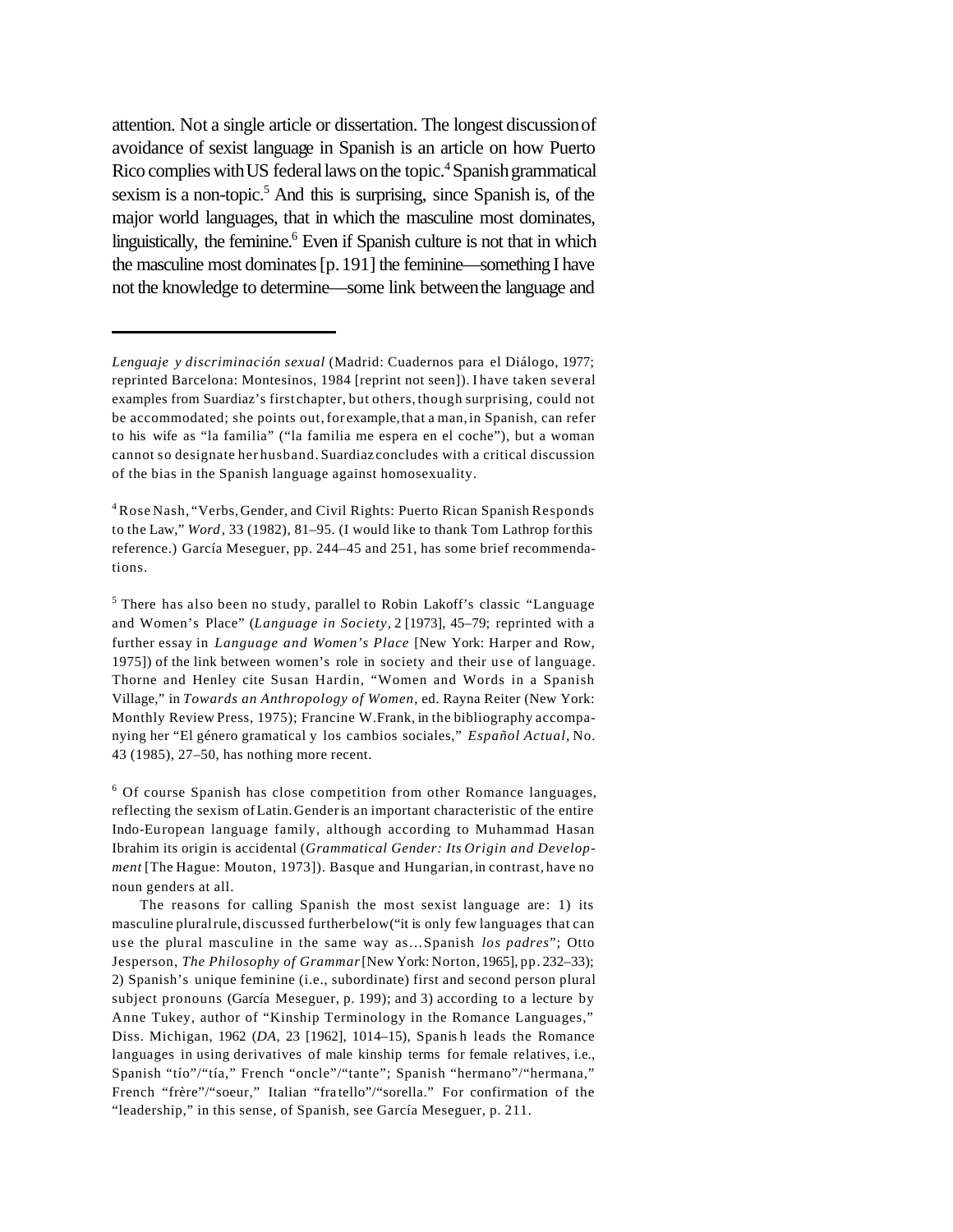attention. Not a single article or dissertation. The longest discussion of avoidance of sexist language in Spanish is an article on how Puerto Rico complies with US federal laws on the topic.[4] Spanish grammatical sexism is a non-topic.[5] And this is surprising, since Spanish is, of the major world languages, that in which the masculine most dominates, linguistically, the feminine.[6] Even if Spanish culture is not that in which the masculine most dominates [p. 191] the feminine—something I have not the knowledge to determine—some link between the language and

---

*Lenguaje y discriminación sexual* (Madrid: Cuadernos para el Diálogo, 1977; reprinted Barcelona: Montesinos, 1984 [reprint not seen]). I have taken several examples from Suardiaz's first chapter, but others, though surprising, could not be accommodated; she points out, for example, that a man, in Spanish, can refer to his wife as "la familia" ("la familia me espera en el coche"), but a woman cannot so designate her husband. Suardiaz concludes with a critical discussion of the bias in the Spanish language against homosexuality.

[4] Rose Nash, "Verbs, Gender, and Civil Rights: Puerto Rican Spanish Responds to the Law," *Word*, 33 (1982), 81–95. (I would like to thank Tom Lathrop for this reference.) García Meseguer, pp. 244–45 and 251, has some brief recommendations.

[5] There has also been no study, parallel to Robin Lakoff's classic "Language and Women's Place" (*Language in Society*, 2 [1973], 45–79; reprinted with a further essay in *Language and Women's Place* [New York: Harper and Row, 1975]) of the link between women's role in society and their use of language. Thorne and Henley cite Susan Hardin, "Women and Words in a Spanish Village," in *Towards an Anthropology of Women*, ed. Rayna Reiter (New York: Monthly Review Press, 1975); Francine W. Frank, in the bibliography accompanying her "El género gramatical y los cambios sociales," *Español Actual*, No. 43 (1985), 27–50, has nothing more recent.

[6] Of course Spanish has close competition from other Romance languages, reflecting the sexism of Latin. Gender is an important characteristic of the entire Indo-European language family, although according to Muhammad Hasan Ibrahim its origin is accidental (*Grammatical Gender: Its Origin and Development* [The Hague: Mouton, 1973]). Basque and Hungarian, in contrast, have no noun genders at all.

The reasons for calling Spanish the most sexist language are: 1) its masculine plural rule, discussed further below ("it is only few languages that can use the plural masculine in the same way as…Spanish *los padres*"; Otto Jesperson, *The Philosophy of Grammar* [New York: Norton, 1965], pp. 232–33); 2) Spanish's unique feminine (i.e., subordinate) first and second person plural subject pronouns (García Meseguer, p. 199); and 3) according to a lecture by Anne Tukey, author of "Kinship Terminology in the Romance Languages," Diss. Michigan, 1962 (*DA*, 23 [1962], 1014–15), Spanish leads the Romance languages in using derivatives of male kinship terms for female relatives, i.e., Spanish "tío"/"tía," French "oncle"/"tante"; Spanish "hermano"/"hermana," French "frère"/"soeur," Italian "fratello"/"sorella." For confirmation of the "leadership," in this sense, of Spanish, see García Meseguer, p. 211.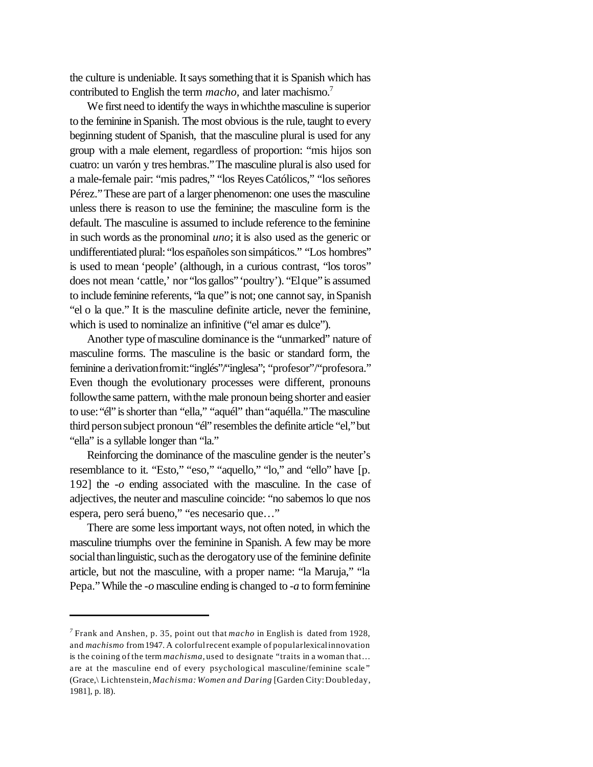the culture is undeniable. It says something that it is Spanish which has contributed to English the term *macho*, and later machismo.[7]

We first need to identify the ways in which the masculine is superior to the feminine in Spanish. The most obvious is the rule, taught to every beginning student of Spanish, that the masculine plural is used for any group with a male element, regardless of proportion: "mis hijos son cuatro: un varón y tres hembras." The masculine plural is also used for a male-female pair: "mis padres," "los Reyes Católicos," "los señores Pérez." These are part of a larger phenomenon: one uses the masculine unless there is reason to use the feminine; the masculine form is the default. The masculine is assumed to include reference to the feminine in such words as the pronominal *uno*; it is also used as the generic or undifferentiated plural: "los españoles son simpáticos." "Los hombres" is used to mean 'people' (although, in a curious contrast, "los toros" does not mean 'cattle,' nor "los gallos" 'poultry'). "El que" is assumed to include feminine referents, "la que" is not; one cannot say, in Spanish "el o la que." It is the masculine definite article, never the feminine, which is used to nominalize an infinitive ("el amar es dulce").

Another type of masculine dominance is the "unmarked" nature of masculine forms. The masculine is the basic or standard form, the feminine a derivation from it: "inglés"/"inglesa"; "profesor"/"profesora." Even though the evolutionary processes were different, pronouns follow the same pattern, with the male pronoun being shorter and easier to use: "él" is shorter than "ella," "aquél" than "aquélla." The masculine third person subject pronoun "él" resembles the definite article "el," but "ella" is a syllable longer than "la."

Reinforcing the dominance of the masculine gender is the neuter's resemblance to it. "Esto," "eso," "aquello," "lo," and "ello" have [p. 192] the *-o* ending associated with the masculine. In the case of adjectives, the neuter and masculine coincide: "no sabemos lo que nos espera, pero será bueno," "es necesario que…"

There are some less important ways, not often noted, in which the masculine triumphs over the feminine in Spanish. A few may be more social than linguistic, such as the derogatory use of the feminine definite article, but not the masculine, with a proper name: "la Maruja," "la Pepa." While the *-o* masculine ending is changed to *-a* to form feminine

---

[7] Frank and Anshen, p. 35, point out that *macho* in English is dated from 1928, and *machismo* from 1947. A colorful recent example of popular lexical innovation is the coining of the term *machisma*, used to designate "traits in a woman that… are at the masculine end of every psychological masculine/feminine scale" (Grace,\ Lichtenstein, *Machisma: Women and Daring* [Garden City: Doubleday, 1981], p. l8).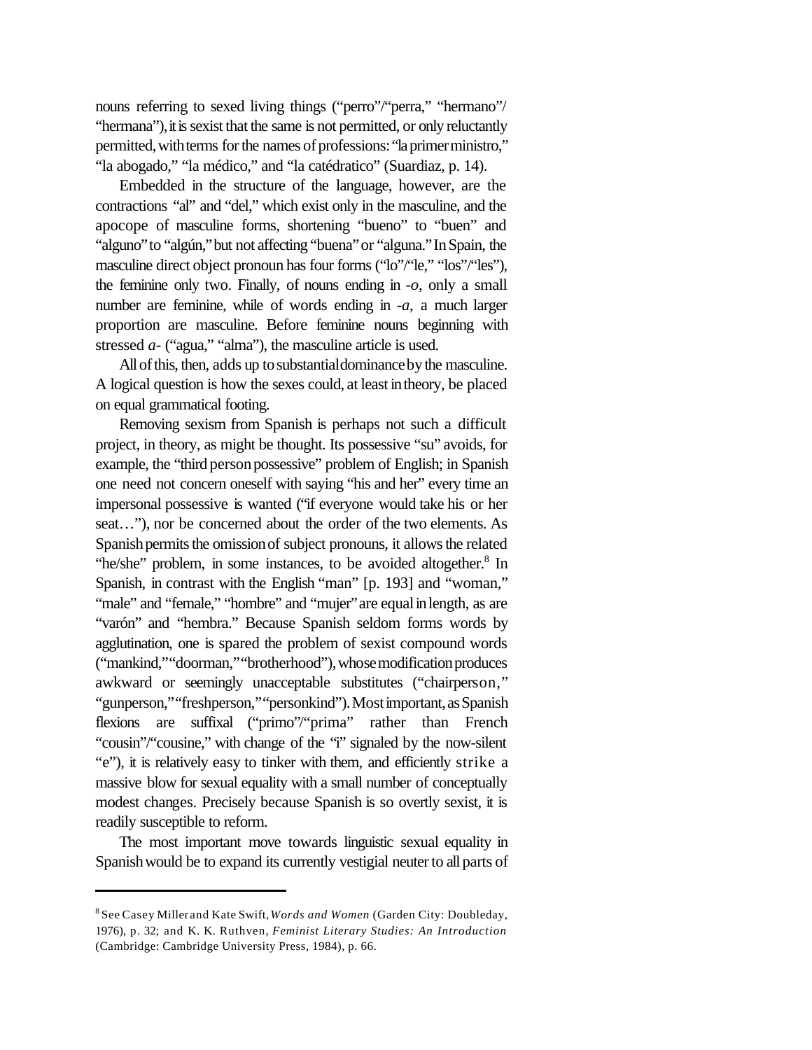nouns referring to sexed living things ("perro"/"perra," "hermano"/ "hermana"), it is sexist that the same is not permitted, or only reluctantly permitted, with terms for the names of professions: "la primer ministro," "la abogado," "la médico," and "la catédratico" (Suardiaz, p. 14).

Embedded in the structure of the language, however, are the contractions "al" and "del," which exist only in the masculine, and the apocope of masculine forms, shortening "bueno" to "buen" and "alguno" to "algún," but not affecting "buena" or "alguna." In Spain, the masculine direct object pronoun has four forms ("lo"/"le," "los"/"les"), the feminine only two. Finally, of nouns ending in *-o*, only a small number are feminine, while of words ending in *-a*, a much larger proportion are masculine. Before feminine nouns beginning with stressed *a-* ("agua," "alma"), the masculine article is used.

All of this, then, adds up to substantial dominance by the masculine. A logical question is how the sexes could, at least in theory, be placed on equal grammatical footing.

Removing sexism from Spanish is perhaps not such a difficult project, in theory, as might be thought. Its possessive "su" avoids, for example, the "third person possessive" problem of English; in Spanish one need not concern oneself with saying "his and her" every time an impersonal possessive is wanted ("if everyone would take his or her seat…"), nor be concerned about the order of the two elements. As Spanish permits the omission of subject pronouns, it allows the related "he/she" problem, in some instances, to be avoided altogether.[8] In Spanish, in contrast with the English "man" [p. 193] and "woman," "male" and "female," "hombre" and "mujer" are equal in length, as are "varón" and "hembra." Because Spanish seldom forms words by agglutination, one is spared the problem of sexist compound words ("mankind," "doorman," "brotherhood"), whose modification produces awkward or seemingly unacceptable substitutes ("chairperson," "gunperson," "freshperson," "personkind"). Most important, as Spanish flexions are suffixal ("primo"/"prima" rather than French "cousin"/"cousine," with change of the "i" signaled by the now-silent "e"), it is relatively easy to tinker with them, and efficiently strike a massive blow for sexual equality with a small number of conceptually modest changes. Precisely because Spanish is so overtly sexist, it is readily susceptible to reform.

The most important move towards linguistic sexual equality in Spanish would be to expand its currently vestigial neuter to all parts of

---

[8] See Casey Miller and Kate Swift, *Words and Women* (Garden City: Doubleday, 1976), p. 32; and K. K. Ruthven, *Feminist Literary Studies: An Introduction* (Cambridge: Cambridge University Press, 1984), p. 66.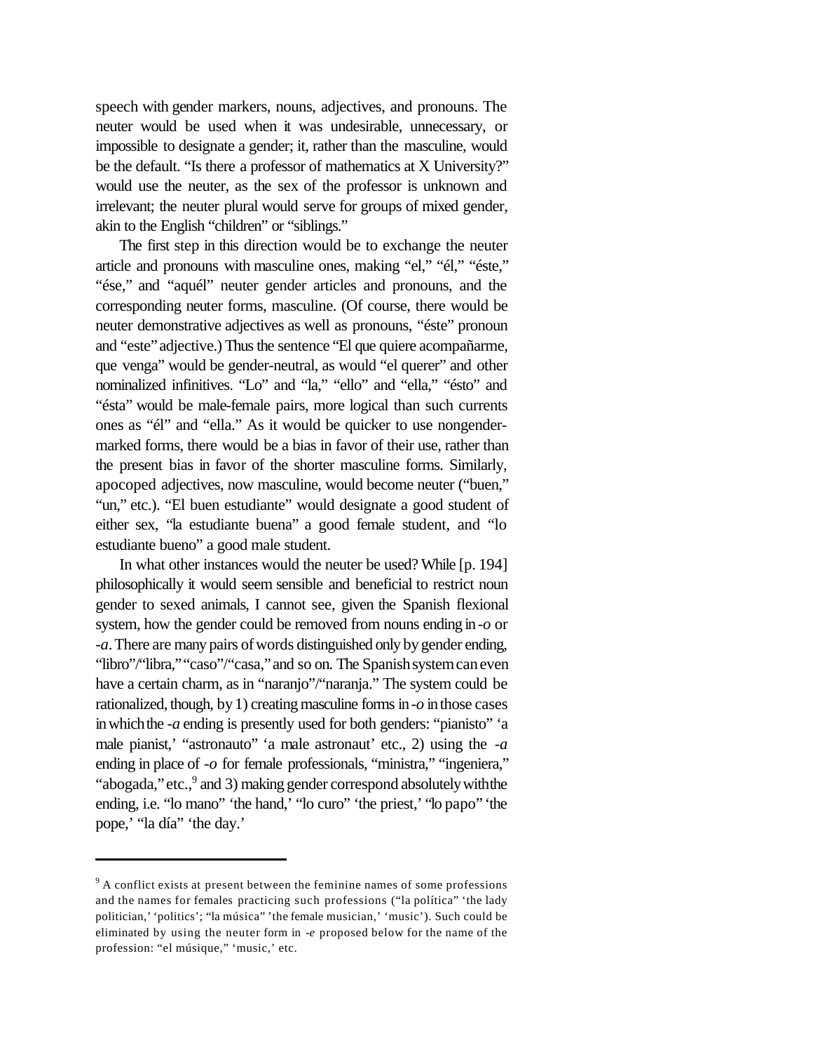speech with gender markers, nouns, adjectives, and pronouns. The neuter would be used when it was undesirable, unnecessary, or impossible to designate a gender; it, rather than the masculine, would be the default. "Is there a professor of mathematics at X University?" would use the neuter, as the sex of the professor is unknown and irrelevant; the neuter plural would serve for groups of mixed gender, akin to the English "children" or "siblings."

The first step in this direction would be to exchange the neuter article and pronouns with masculine ones, making "el," "él," "éste," "ése," and "aquél" neuter gender articles and pronouns, and the corresponding neuter forms, masculine. (Of course, there would be neuter demonstrative adjectives as well as pronouns, "éste" pronoun and "este" adjective.) Thus the sentence "El que quiere acompañarme, que venga" would be gender-neutral, as would "el querer" and other nominalized infinitives. "Lo" and "la," "ello" and "ella," "ésto" and "ésta" would be male-female pairs, more logical than such currents ones as "él" and "ella." As it would be quicker to use nongender-marked forms, there would be a bias in favor of their use, rather than the present bias in favor of the shorter masculine forms. Similarly, apocoped adjectives, now masculine, would become neuter ("buen," "un," etc.). "El buen estudiante" would designate a good student of either sex, "la estudiante buena" a good female student, and "lo estudiante bueno" a good male student.

In what other instances would the neuter be used? While [p. 194] philosophically it would seem sensible and beneficial to restrict noun gender to sexed animals, I cannot see, given the Spanish flexional system, how the gender could be removed from nouns ending in *-o* or *-a*. There are many pairs of words distinguished only by gender ending, "libro"/"libra," "caso"/"casa," and so on. The Spanish system can even have a certain charm, as in "naranjo"/"naranja." The system could be rationalized, though, by 1) creating masculine forms in *-o* in those cases in which the *-a* ending is presently used for both genders: "pianisto" 'a male pianist,' "astronauto" 'a male astronaut' etc., 2) using the *-a* ending in place of *-o* for female professionals, "ministra," "ingeniera," "abogada," etc.,[9] and 3) making gender correspond absolutely with the ending, i.e. "lo mano" 'the hand,' "lo curo" 'the priest,' "lo papo" 'the pope,' "la día" 'the day.'

---

[9] A conflict exists at present between the feminine names of some professions and the names for females practicing such professions ("la política" 'the lady politician,' 'politics'; "la música" 'the female musician,' 'music'). Such could be eliminated by using the neuter form in *-e* proposed below for the name of the profession: "el músique," 'music,' etc.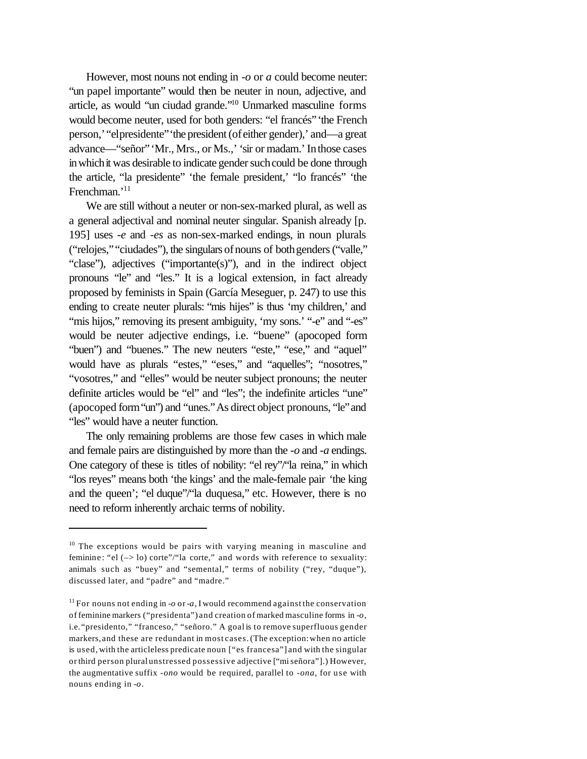However, most nouns not ending in *-o* or *a* could become neuter: "un papel importante" would then be neuter in noun, adjective, and article, as would "un ciudad grande."[10] Unmarked masculine forms would become neuter, used for both genders: "el francés" 'the French person,' "el presidente" 'the president (of either gender),' and—a great advance—"señor" 'Mr., Mrs., or Ms.,' 'sir or madam.' In those cases in which it was desirable to indicate gender such could be done through the article, "la presidente" 'the female president,' "lo francés" 'the Frenchman.'[11]

We are still without a neuter or non-sex-marked plural, as well as a general adjectival and nominal neuter singular. Spanish already [p. 195] uses *-e* and *-es* as non-sex-marked endings, in noun plurals ("relojes," "ciudades"), the singulars of nouns of both genders ("valle," "clase"), adjectives ("importante(s)"), and in the indirect object pronouns "le" and "les." It is a logical extension, in fact already proposed by feminists in Spain (García Meseguer, p. 247) to use this ending to create neuter plurals: "mis hijes" is thus 'my children,' and "mis hijos," removing its present ambiguity, 'my sons.' "-e" and "-es" would be neuter adjective endings, i.e. "buene" (apocoped form "buen") and "buenes." The new neuters "este," "ese," and "aquel" would have as plurals "estes," "eses," and "aquelles"; "nosotres," "vosotres," and "elles" would be neuter subject pronouns; the neuter definite articles would be "el" and "les"; the indefinite articles "une" (apocoped form "un") and "unes." As direct object pronouns, "le" and "les" would have a neuter function.

The only remaining problems are those few cases in which male and female pairs are distinguished by more than the *-o* and *-a* endings. One category of these is titles of nobility: "el rey"/"la reina," in which "los reyes" means both 'the kings' and the male-female pair 'the king and the queen'; "el duque"/"la duquesa," etc. However, there is no need to reform inherently archaic terms of nobility.

---

[10] The exceptions would be pairs with varying meaning in masculine and feminine: "el (–> lo) corte"/"la corte," and words with reference to sexuality: animals such as "buey" and "semental," terms of nobility ("rey, "duque"), discussed later, and "padre" and "madre."

[11] For nouns not ending in *-o* or *-a*, I would recommend against the conservation of feminine markers ("presidenta") and creation of marked masculine forms in *-o*, i.e. "presidento," "franceso," "señoro." A goal is to remove superfluous gender markers, and these are redundant in most cases. (The exception: when no article is used, with the articleless predicate noun ["es francesa"] and with the singular or third person plural unstressed possessive adjective ["mi señora"].) However, the augmentative suffix *-ono* would be required, parallel to *-ona*, for use with nouns ending in *-o*.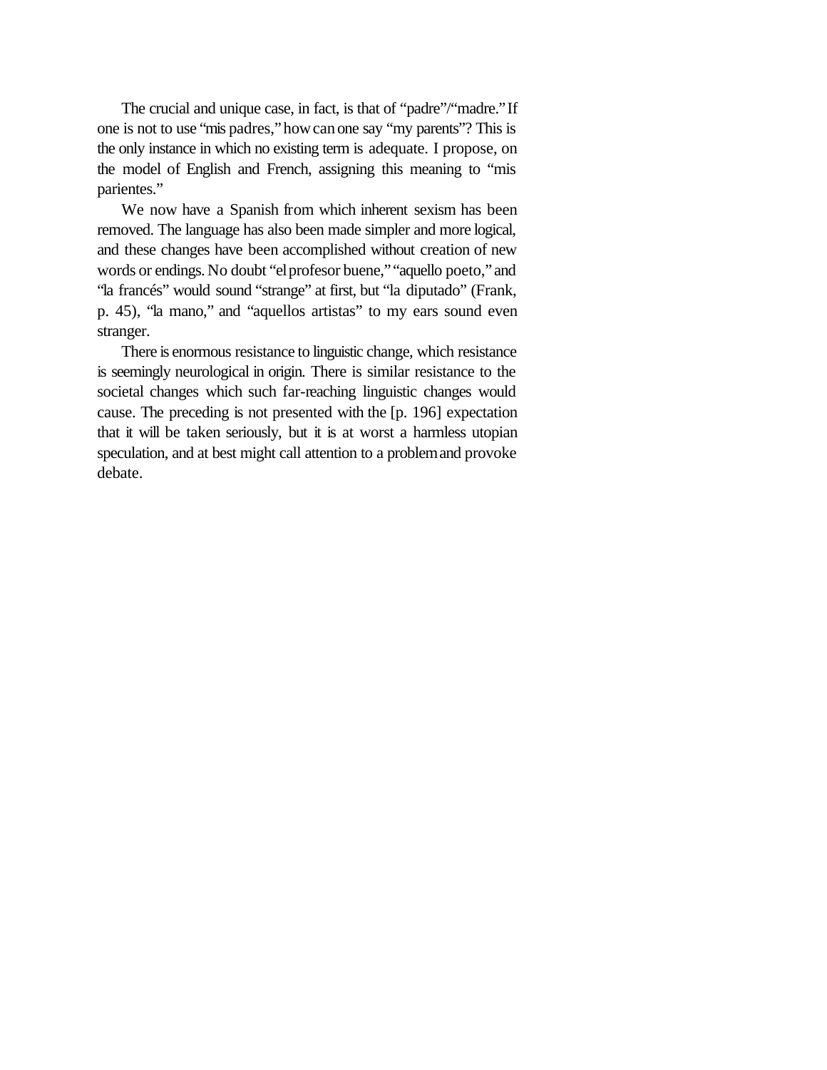The crucial and unique case, in fact, is that of "padre"/"madre." If one is not to use "mis padres," how can one say "my parents"? This is the only instance in which no existing term is adequate. I propose, on the model of English and French, assigning this meaning to "mis parientes."

We now have a Spanish from which inherent sexism has been removed. The language has also been made simpler and more logical, and these changes have been accomplished without creation of new words or endings. No doubt "el profesor buene," "aquello poeto," and "la francés" would sound "strange" at first, but "la diputado" (Frank, p. 45), "la mano," and "aquellos artistas" to my ears sound even stranger.

There is enormous resistance to linguistic change, which resistance is seemingly neurological in origin. There is similar resistance to the societal changes which such far-reaching linguistic changes would cause. The preceding is not presented with the [p. 196] expectation that it will be taken seriously, but it is at worst a harmless utopian speculation, and at best might call attention to a problem and provoke debate.